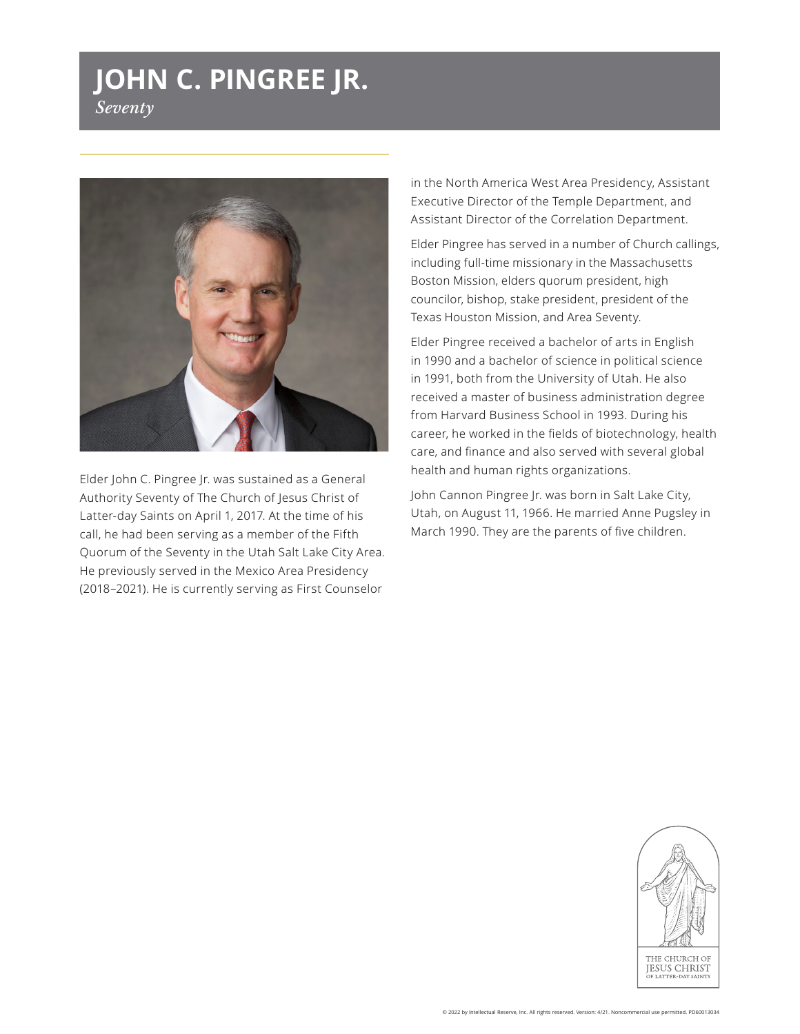# JOHN C. PINGREE JR.

*Seventy*

Elder John C. Pingree Jr. was sustained as a General Authority Seventy of The Church of Jesus Christ of Latter-day Saints on April 1, 2017. At the time of his call, he had been serving as a member of the Fifth Quorum of the Seventy in the Utah Salt Lake City Area. He previously served in the Mexico Area Presidency (2018–2021). He is currently serving as First Counselor in the North America West Area Presidency, Assistant Executive Director of the Temple Department, and Assistant Director of the Correlation Department.

Elder Pingree has served in a number of Church callings, including full-time missionary in the Massachusetts Boston Mission, elders quorum president, high councilor, bishop, stake president, president of the Texas Houston Mission, and Area Seventy.

Elder Pingree received a bachelor of arts in English in 1990 and a bachelor of science in political science in 1991, both from the University of Utah. He also received a master of business administration degree from Harvard Business School in 1993. During his career, he worked in the fields of biotechnology, health care, and finance and also served with several global health and human rights organizations.

John Cannon Pingree Jr. was born in Salt Lake City, Utah, on August 11, 1966. He married Anne Pugsley in March 1990. They are the parents of five children.

THE CHURCH OF JESUS CHRIST OF LATTER-DAY SAINTS

© 2022 by Intellectual Reserve, Inc. All rights reserved. Version: 4/21. Noncommercial use permitted. PD60013034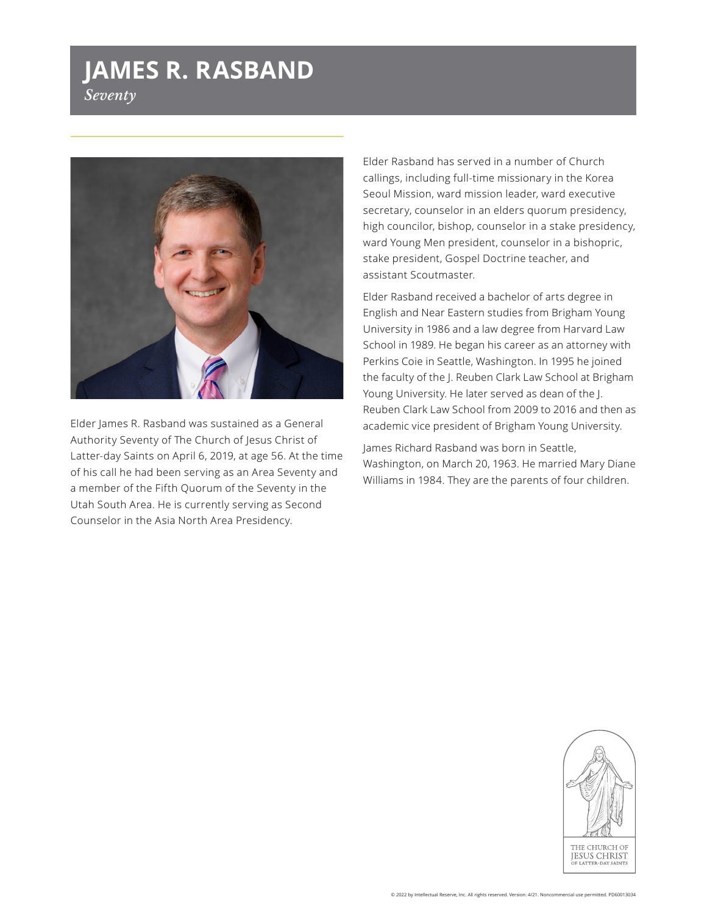# JAMES R. RASBAND

*Seventy*

Elder James R. Rasband was sustained as a General Authority Seventy of The Church of Jesus Christ of Latter-day Saints on April 6, 2019, at age 56. At the time of his call he had been serving as an Area Seventy and a member of the Fifth Quorum of the Seventy in the Utah South Area. He is currently serving as Second Counselor in the Asia North Area Presidency.

Elder Rasband has served in a number of Church callings, including full-time missionary in the Korea Seoul Mission, ward mission leader, ward executive secretary, counselor in an elders quorum presidency, high councilor, bishop, counselor in a stake presidency, ward Young Men president, counselor in a bishopric, stake president, Gospel Doctrine teacher, and assistant Scoutmaster.

Elder Rasband received a bachelor of arts degree in English and Near Eastern studies from Brigham Young University in 1986 and a law degree from Harvard Law School in 1989. He began his career as an attorney with Perkins Coie in Seattle, Washington. In 1995 he joined the faculty of the J. Reuben Clark Law School at Brigham Young University. He later served as dean of the J. Reuben Clark Law School from 2009 to 2016 and then as academic vice president of Brigham Young University.

James Richard Rasband was born in Seattle, Washington, on March 20, 1963. He married Mary Diane Williams in 1984. They are the parents of four children.

© 2022 by Intellectual Reserve, Inc. All rights reserved. Version: 4/21. Noncommercial use permitted. PD60013034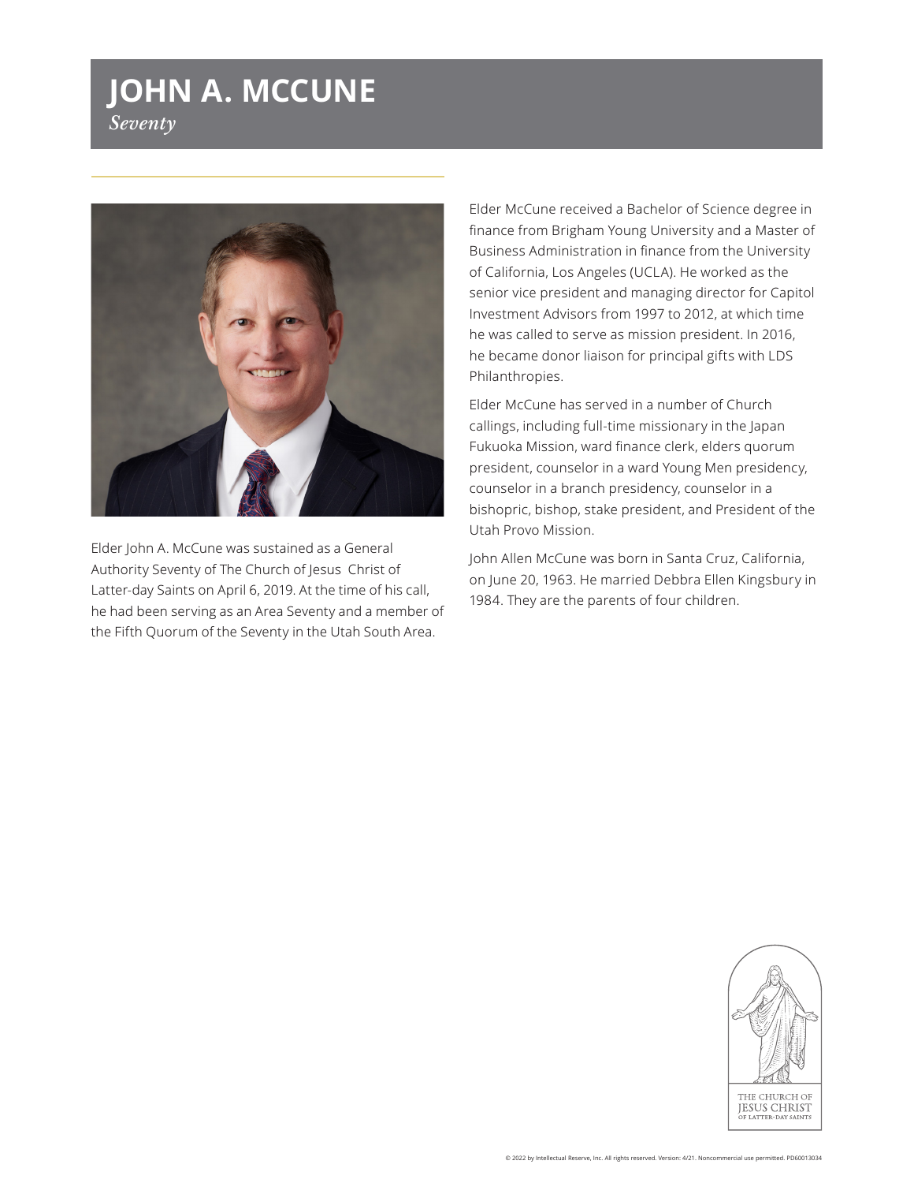# JOHN A. MCCUNE

*Seventy*

Elder John A. McCune was sustained as a General Authority Seventy of The Church of Jesus Christ of Latter-day Saints on April 6, 2019. At the time of his call, he had been serving as an Area Seventy and a member of the Fifth Quorum of the Seventy in the Utah South Area.

Elder McCune received a Bachelor of Science degree in finance from Brigham Young University and a Master of Business Administration in finance from the University of California, Los Angeles (UCLA). He worked as the senior vice president and managing director for Capitol Investment Advisors from 1997 to 2012, at which time he was called to serve as mission president. In 2016, he became donor liaison for principal gifts with LDS Philanthropies.

Elder McCune has served in a number of Church callings, including full-time missionary in the Japan Fukuoka Mission, ward finance clerk, elders quorum president, counselor in a ward Young Men presidency, counselor in a branch presidency, counselor in a bishopric, bishop, stake president, and President of the Utah Provo Mission.

John Allen McCune was born in Santa Cruz, California, on June 20, 1963. He married Debbra Ellen Kingsbury in 1984. They are the parents of four children.

© 2022 by Intellectual Reserve, Inc. All rights reserved. Version: 4/21. Noncommercial use permitted. PD60013034